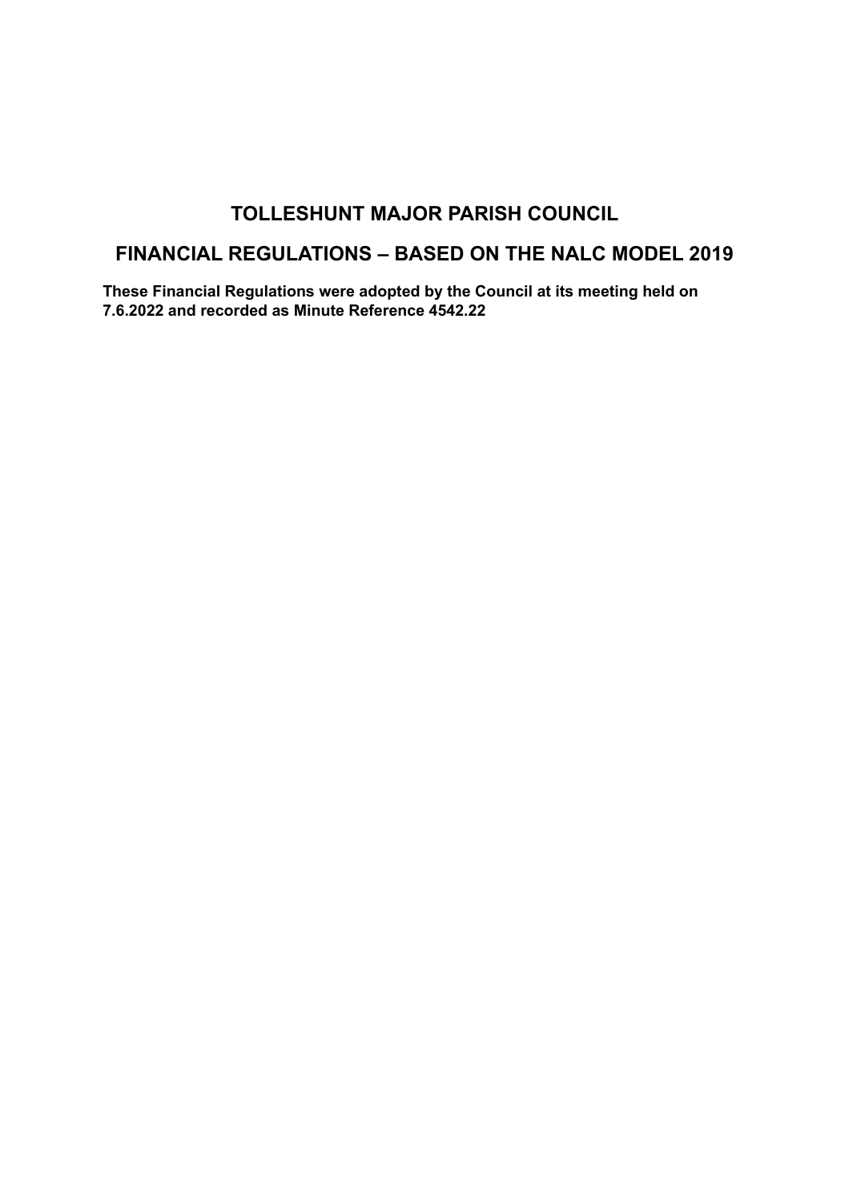# TOLLESHUNT MAJOR PARISH COUNCIL

## FINANCIAL REGULATIONS – BASED ON THE NALC MODEL 2019

**These Financial Regulations were adopted by the Council at its meeting held on 7.6.2022 and recorded as Minute Reference 4542.22**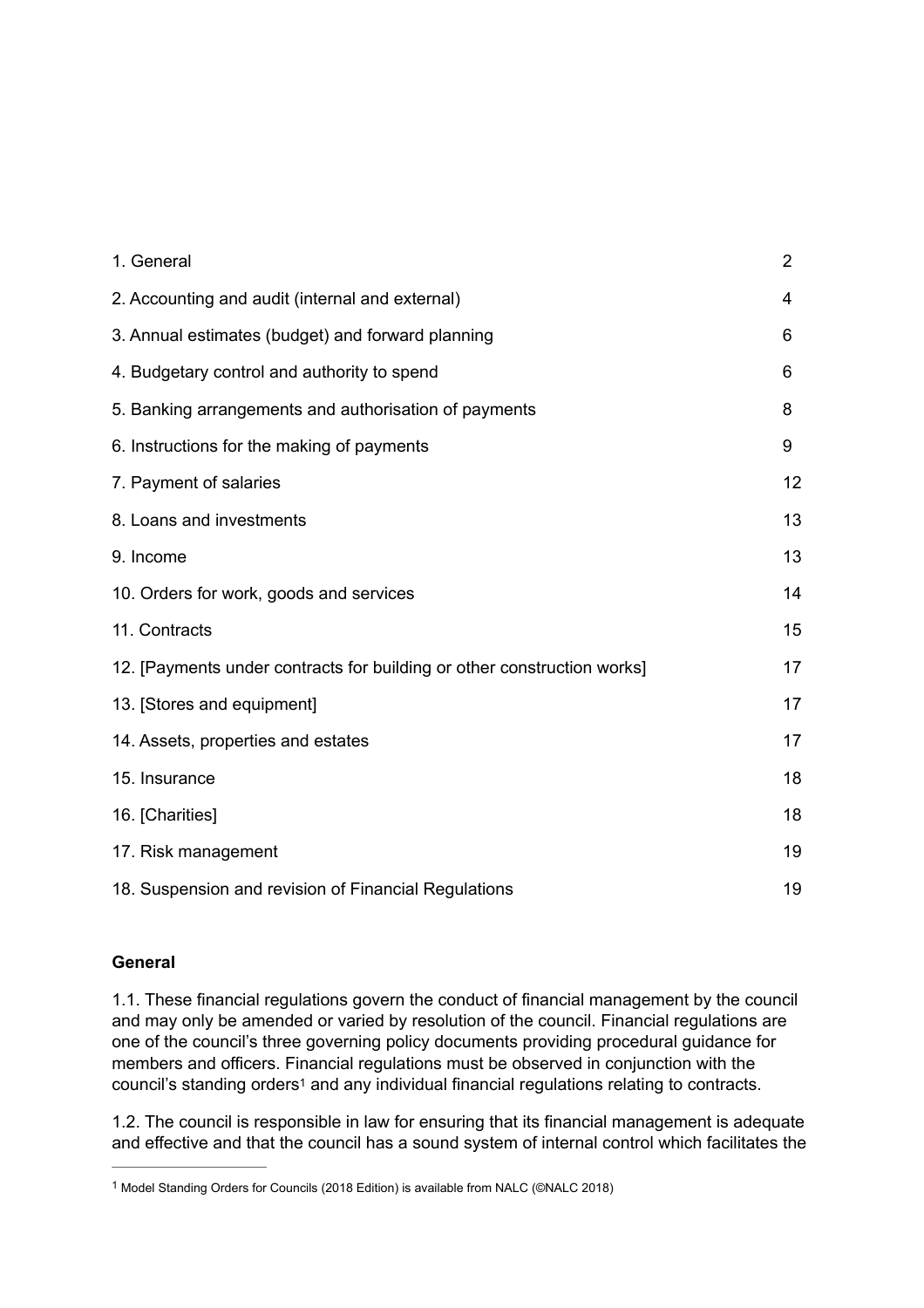| | |
|---|---|
| 1. General | 2 |
| 2. Accounting and audit (internal and external) | 4 |
| 3. Annual estimates (budget) and forward planning | 6 |
| 4. Budgetary control and authority to spend | 6 |
| 5. Banking arrangements and authorisation of payments | 8 |
| 6. Instructions for the making of payments | 9 |
| 7. Payment of salaries | 12 |
| 8. Loans and investments | 13 |
| 9. Income | 13 |
| 10. Orders for work, goods and services | 14 |
| 11. Contracts | 15 |
| 12. [Payments under contracts for building or other construction works] | 17 |
| 13. [Stores and equipment] | 17 |
| 14. Assets, properties and estates | 17 |
| 15. Insurance | 18 |
| 16. [Charities] | 18 |
| 17. Risk management | 19 |
| 18. Suspension and revision of Financial Regulations | 19 |

**General**

1.1. These financial regulations govern the conduct of financial management by the council and may only be amended or varied by resolution of the council. Financial regulations are one of the council's three governing policy documents providing procedural guidance for members and officers. Financial regulations must be observed in conjunction with the council's standing orders[1] and any individual financial regulations relating to contracts.

1.2. The council is responsible in law for ensuring that its financial management is adequate and effective and that the council has a sound system of internal control which facilitates the

[1] Model Standing Orders for Councils (2018 Edition) is available from NALC (©NALC 2018)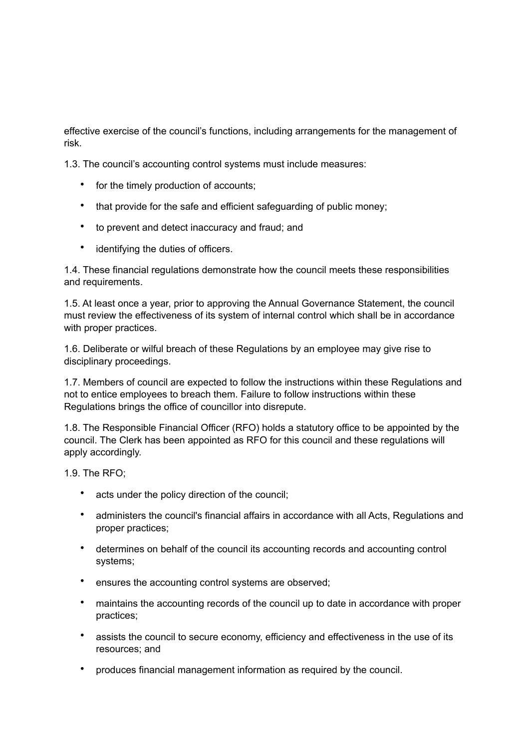effective exercise of the council's functions, including arrangements for the management of risk.

1.3. The council's accounting control systems must include measures:

- for the timely production of accounts;
- that provide for the safe and efficient safeguarding of public money;
- to prevent and detect inaccuracy and fraud; and
- identifying the duties of officers.

1.4. These financial regulations demonstrate how the council meets these responsibilities and requirements.

1.5. At least once a year, prior to approving the Annual Governance Statement, the council must review the effectiveness of its system of internal control which shall be in accordance with proper practices.

1.6. Deliberate or wilful breach of these Regulations by an employee may give rise to disciplinary proceedings.

1.7. Members of council are expected to follow the instructions within these Regulations and not to entice employees to breach them. Failure to follow instructions within these Regulations brings the office of councillor into disrepute.

1.8. The Responsible Financial Officer (RFO) holds a statutory office to be appointed by the council. The Clerk has been appointed as RFO for this council and these regulations will apply accordingly.

1.9. The RFO;

- acts under the policy direction of the council;
- administers the council's financial affairs in accordance with all Acts, Regulations and proper practices;
- determines on behalf of the council its accounting records and accounting control systems;
- ensures the accounting control systems are observed;
- maintains the accounting records of the council up to date in accordance with proper practices;
- assists the council to secure economy, efficiency and effectiveness in the use of its resources; and
- produces financial management information as required by the council.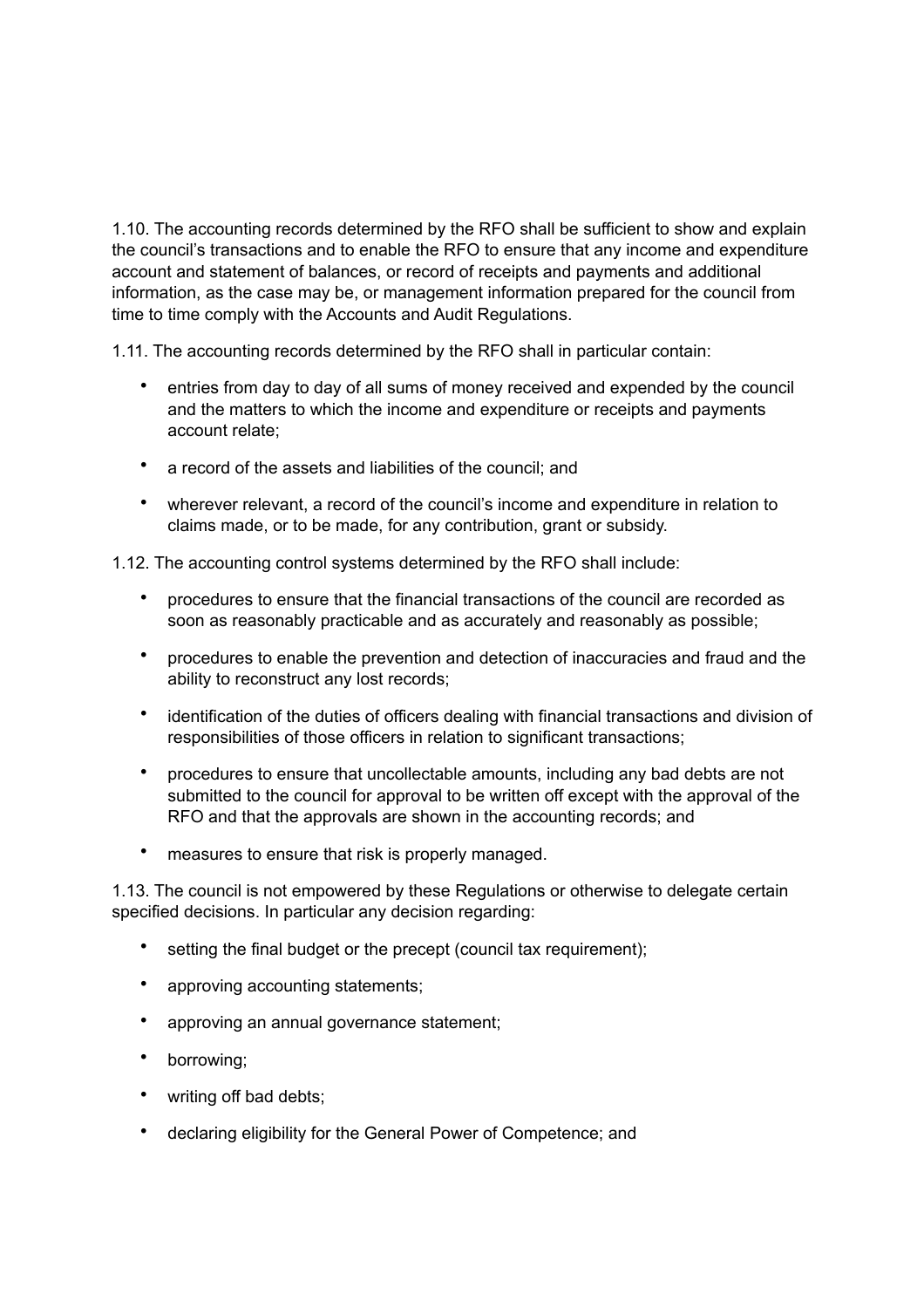1.10. The accounting records determined by the RFO shall be sufficient to show and explain the council's transactions and to enable the RFO to ensure that any income and expenditure account and statement of balances, or record of receipts and payments and additional information, as the case may be, or management information prepared for the council from time to time comply with the Accounts and Audit Regulations.

1.11. The accounting records determined by the RFO shall in particular contain:

- entries from day to day of all sums of money received and expended by the council and the matters to which the income and expenditure or receipts and payments account relate;
- a record of the assets and liabilities of the council; and
- wherever relevant, a record of the council's income and expenditure in relation to claims made, or to be made, for any contribution, grant or subsidy.

1.12. The accounting control systems determined by the RFO shall include:

- procedures to ensure that the financial transactions of the council are recorded as soon as reasonably practicable and as accurately and reasonably as possible;
- procedures to enable the prevention and detection of inaccuracies and fraud and the ability to reconstruct any lost records;
- identification of the duties of officers dealing with financial transactions and division of responsibilities of those officers in relation to significant transactions;
- procedures to ensure that uncollectable amounts, including any bad debts are not submitted to the council for approval to be written off except with the approval of the RFO and that the approvals are shown in the accounting records; and
- measures to ensure that risk is properly managed.

1.13. The council is not empowered by these Regulations or otherwise to delegate certain specified decisions. In particular any decision regarding:

- setting the final budget or the precept (council tax requirement);
- approving accounting statements;
- approving an annual governance statement;
- borrowing;
- writing off bad debts;
- declaring eligibility for the General Power of Competence; and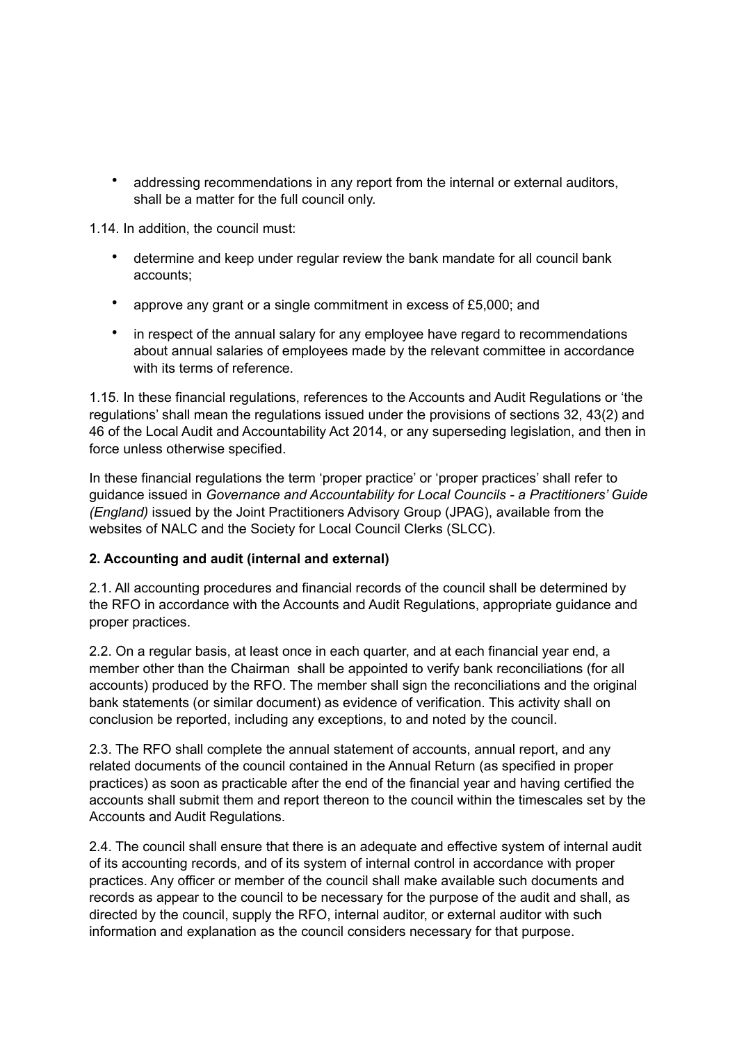- addressing recommendations in any report from the internal or external auditors, shall be a matter for the full council only.

1.14. In addition, the council must:

- determine and keep under regular review the bank mandate for all council bank accounts;
- approve any grant or a single commitment in excess of £5,000; and
- in respect of the annual salary for any employee have regard to recommendations about annual salaries of employees made by the relevant committee in accordance with its terms of reference.

1.15. In these financial regulations, references to the Accounts and Audit Regulations or 'the regulations' shall mean the regulations issued under the provisions of sections 32, 43(2) and 46 of the Local Audit and Accountability Act 2014, or any superseding legislation, and then in force unless otherwise specified.

In these financial regulations the term 'proper practice' or 'proper practices' shall refer to guidance issued in *Governance and Accountability for Local Councils - a Practitioners' Guide (England)* issued by the Joint Practitioners Advisory Group (JPAG), available from the websites of NALC and the Society for Local Council Clerks (SLCC).

**2. Accounting and audit (internal and external)**

2.1. All accounting procedures and financial records of the council shall be determined by the RFO in accordance with the Accounts and Audit Regulations, appropriate guidance and proper practices.

2.2. On a regular basis, at least once in each quarter, and at each financial year end, a member other than the Chairman shall be appointed to verify bank reconciliations (for all accounts) produced by the RFO. The member shall sign the reconciliations and the original bank statements (or similar document) as evidence of verification. This activity shall on conclusion be reported, including any exceptions, to and noted by the council.

2.3. The RFO shall complete the annual statement of accounts, annual report, and any related documents of the council contained in the Annual Return (as specified in proper practices) as soon as practicable after the end of the financial year and having certified the accounts shall submit them and report thereon to the council within the timescales set by the Accounts and Audit Regulations.

2.4. The council shall ensure that there is an adequate and effective system of internal audit of its accounting records, and of its system of internal control in accordance with proper practices. Any officer or member of the council shall make available such documents and records as appear to the council to be necessary for the purpose of the audit and shall, as directed by the council, supply the RFO, internal auditor, or external auditor with such information and explanation as the council considers necessary for that purpose.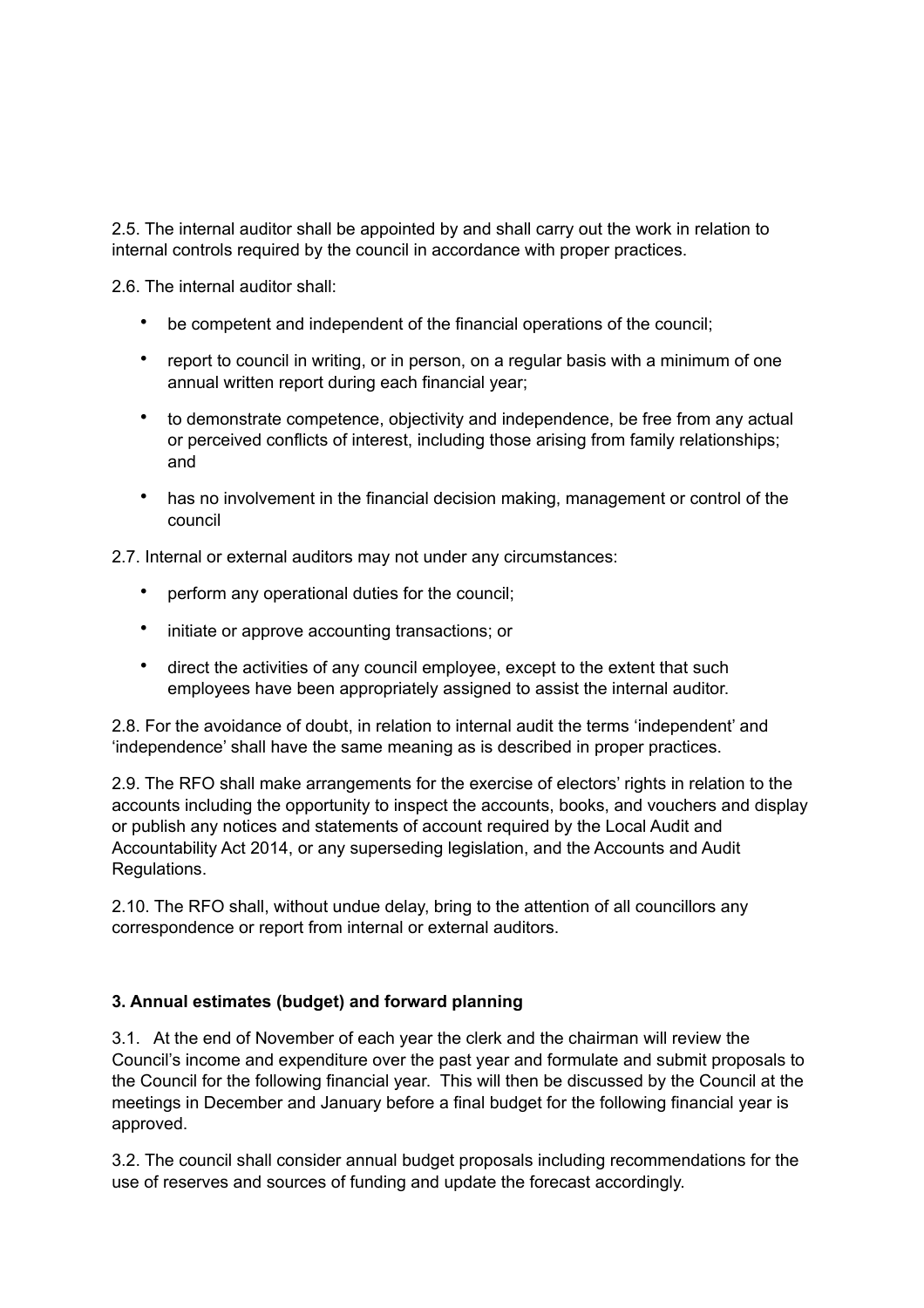2.5. The internal auditor shall be appointed by and shall carry out the work in relation to internal controls required by the council in accordance with proper practices.

2.6. The internal auditor shall:

- be competent and independent of the financial operations of the council;
- report to council in writing, or in person, on a regular basis with a minimum of one annual written report during each financial year;
- to demonstrate competence, objectivity and independence, be free from any actual or perceived conflicts of interest, including those arising from family relationships; and
- has no involvement in the financial decision making, management or control of the council

2.7. Internal or external auditors may not under any circumstances:

- perform any operational duties for the council;
- initiate or approve accounting transactions; or
- direct the activities of any council employee, except to the extent that such employees have been appropriately assigned to assist the internal auditor.

2.8. For the avoidance of doubt, in relation to internal audit the terms 'independent' and 'independence' shall have the same meaning as is described in proper practices.

2.9. The RFO shall make arrangements for the exercise of electors' rights in relation to the accounts including the opportunity to inspect the accounts, books, and vouchers and display or publish any notices and statements of account required by the Local Audit and Accountability Act 2014, or any superseding legislation, and the Accounts and Audit Regulations.

2.10. The RFO shall, without undue delay, bring to the attention of all councillors any correspondence or report from internal or external auditors.

**3. Annual estimates (budget) and forward planning**

3.1. At the end of November of each year the clerk and the chairman will review the Council's income and expenditure over the past year and formulate and submit proposals to the Council for the following financial year. This will then be discussed by the Council at the meetings in December and January before a final budget for the following financial year is approved.

3.2. The council shall consider annual budget proposals including recommendations for the use of reserves and sources of funding and update the forecast accordingly.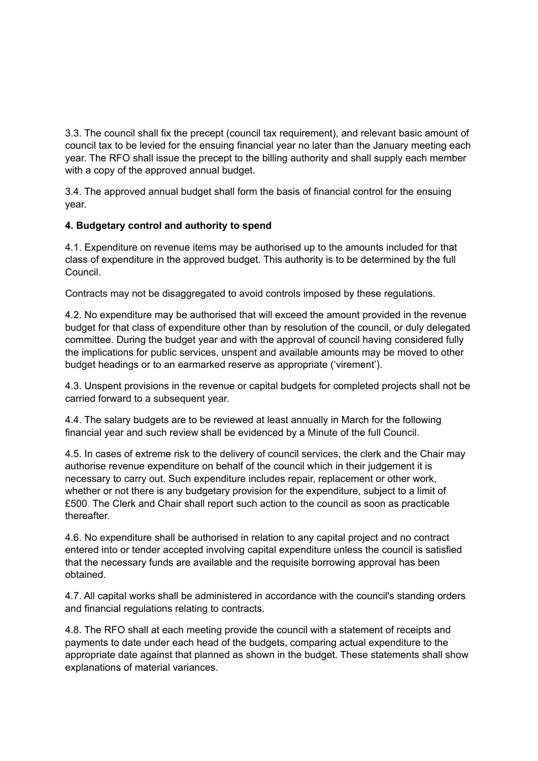3.3. The council shall fix the precept (council tax requirement), and relevant basic amount of council tax to be levied for the ensuing financial year no later than the January meeting each year. The RFO shall issue the precept to the billing authority and shall supply each member with a copy of the approved annual budget.

3.4. The approved annual budget shall form the basis of financial control for the ensuing year.

**4. Budgetary control and authority to spend**

4.1. Expenditure on revenue items may be authorised up to the amounts included for that class of expenditure in the approved budget. This authority is to be determined by the full Council.

Contracts may not be disaggregated to avoid controls imposed by these regulations.

4.2. No expenditure may be authorised that will exceed the amount provided in the revenue budget for that class of expenditure other than by resolution of the council, or duly delegated committee. During the budget year and with the approval of council having considered fully the implications for public services, unspent and available amounts may be moved to other budget headings or to an earmarked reserve as appropriate ('virement').

4.3. Unspent provisions in the revenue or capital budgets for completed projects shall not be carried forward to a subsequent year.

4.4. The salary budgets are to be reviewed at least annually in March for the following financial year and such review shall be evidenced by a Minute of the full Council.

4.5. In cases of extreme risk to the delivery of council services, the clerk and the Chair may authorise revenue expenditure on behalf of the council which in their judgement it is necessary to carry out. Such expenditure includes repair, replacement or other work, whether or not there is any budgetary provision for the expenditure, subject to a limit of £500. The Clerk and Chair shall report such action to the council as soon as practicable thereafter.

4.6. No expenditure shall be authorised in relation to any capital project and no contract entered into or tender accepted involving capital expenditure unless the council is satisfied that the necessary funds are available and the requisite borrowing approval has been obtained.

4.7. All capital works shall be administered in accordance with the council's standing orders and financial regulations relating to contracts.

4.8. The RFO shall at each meeting provide the council with a statement of receipts and payments to date under each head of the budgets, comparing actual expenditure to the appropriate date against that planned as shown in the budget. These statements shall show explanations of material variances.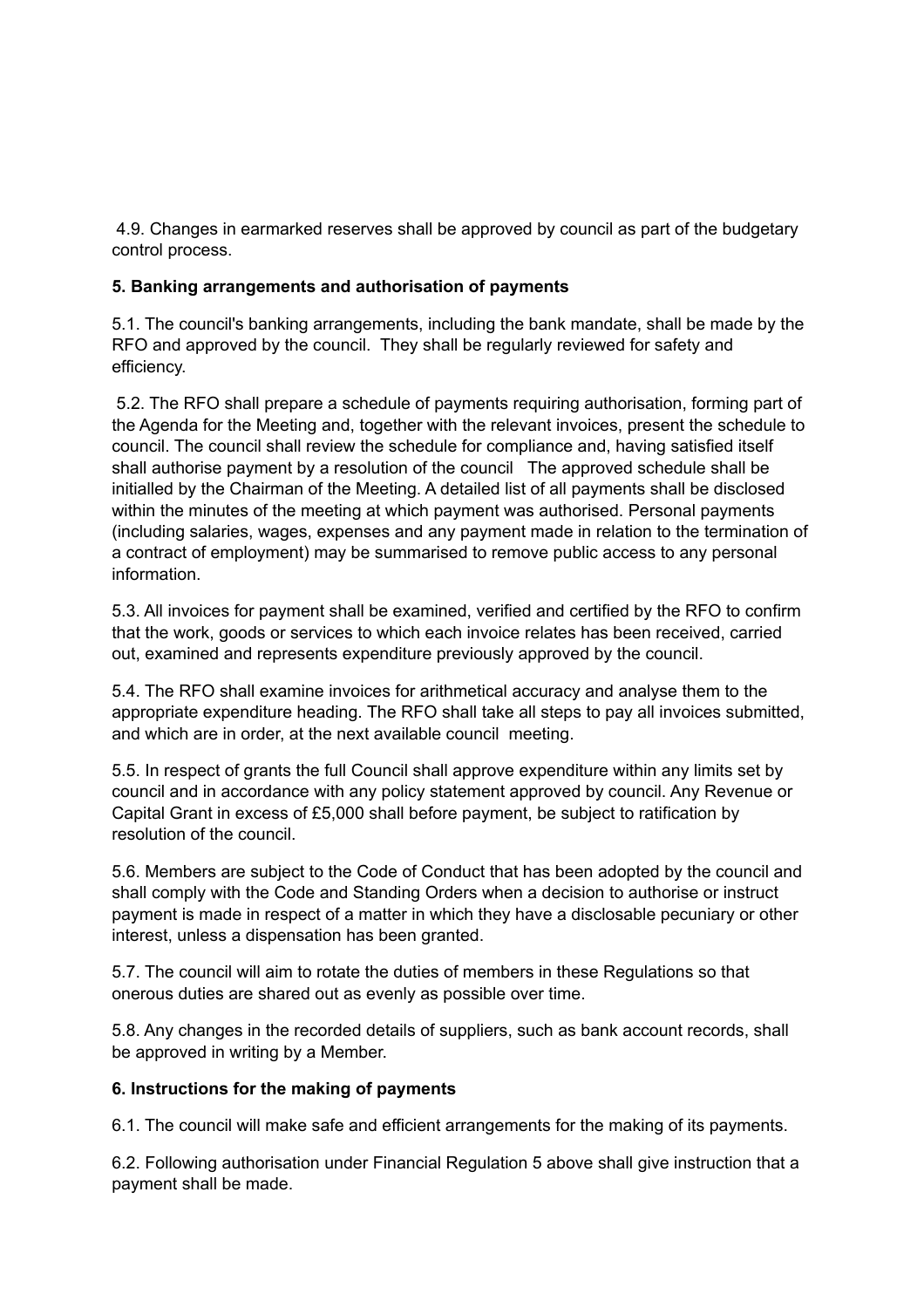4.9. Changes in earmarked reserves shall be approved by council as part of the budgetary control process.

**5. Banking arrangements and authorisation of payments**

5.1. The council's banking arrangements, including the bank mandate, shall be made by the RFO and approved by the council. They shall be regularly reviewed for safety and efficiency.

5.2. The RFO shall prepare a schedule of payments requiring authorisation, forming part of the Agenda for the Meeting and, together with the relevant invoices, present the schedule to council. The council shall review the schedule for compliance and, having satisfied itself shall authorise payment by a resolution of the council The approved schedule shall be initialled by the Chairman of the Meeting. A detailed list of all payments shall be disclosed within the minutes of the meeting at which payment was authorised. Personal payments (including salaries, wages, expenses and any payment made in relation to the termination of a contract of employment) may be summarised to remove public access to any personal information.

5.3. All invoices for payment shall be examined, verified and certified by the RFO to confirm that the work, goods or services to which each invoice relates has been received, carried out, examined and represents expenditure previously approved by the council.

5.4. The RFO shall examine invoices for arithmetical accuracy and analyse them to the appropriate expenditure heading. The RFO shall take all steps to pay all invoices submitted, and which are in order, at the next available council meeting.

5.5. In respect of grants the full Council shall approve expenditure within any limits set by council and in accordance with any policy statement approved by council. Any Revenue or Capital Grant in excess of £5,000 shall before payment, be subject to ratification by resolution of the council.

5.6. Members are subject to the Code of Conduct that has been adopted by the council and shall comply with the Code and Standing Orders when a decision to authorise or instruct payment is made in respect of a matter in which they have a disclosable pecuniary or other interest, unless a dispensation has been granted.

5.7. The council will aim to rotate the duties of members in these Regulations so that onerous duties are shared out as evenly as possible over time.

5.8. Any changes in the recorded details of suppliers, such as bank account records, shall be approved in writing by a Member.

**6. Instructions for the making of payments**

6.1. The council will make safe and efficient arrangements for the making of its payments.

6.2. Following authorisation under Financial Regulation 5 above shall give instruction that a payment shall be made.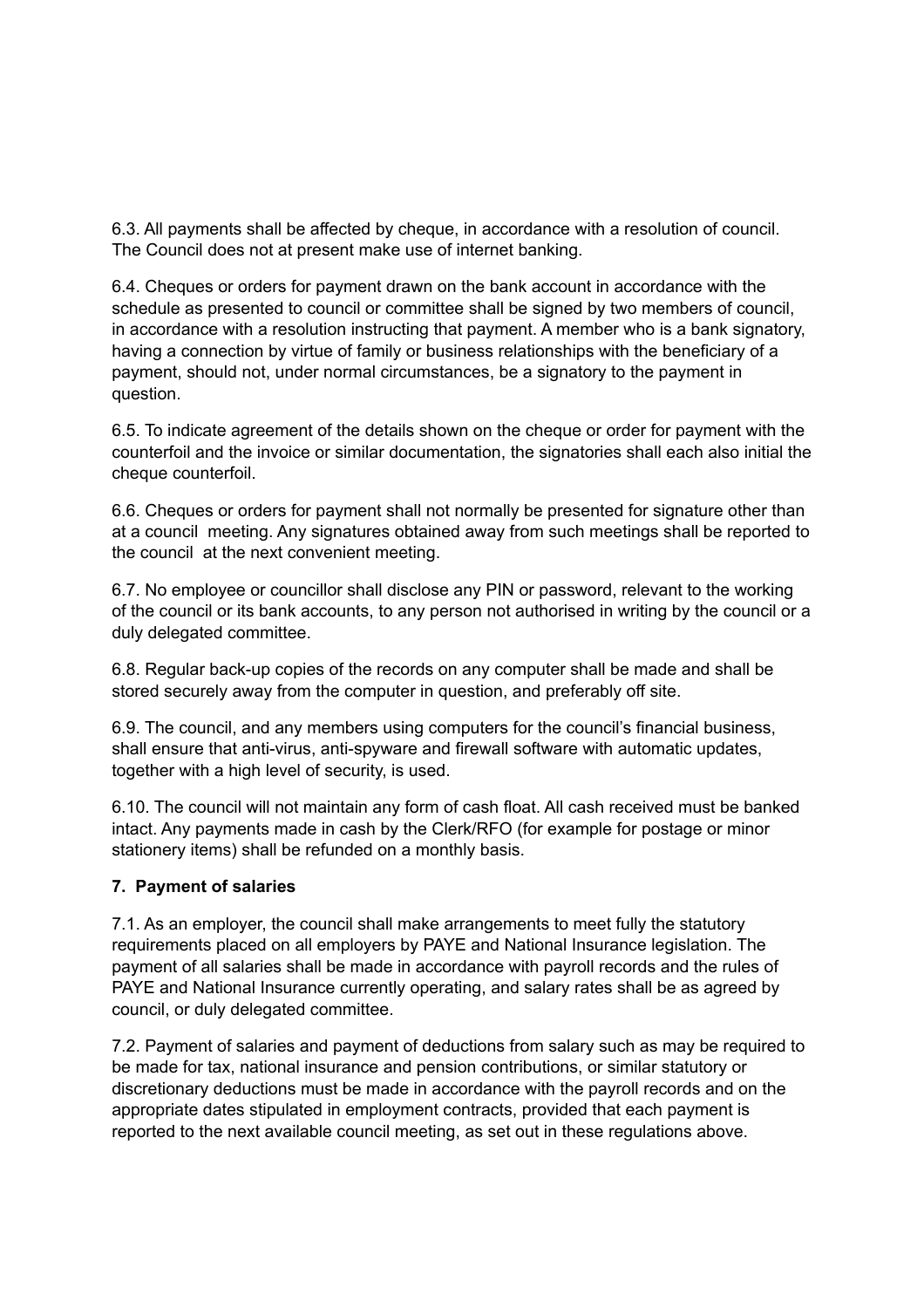6.3. All payments shall be affected by cheque, in accordance with a resolution of council. The Council does not at present make use of internet banking.

6.4. Cheques or orders for payment drawn on the bank account in accordance with the schedule as presented to council or committee shall be signed by two members of council, in accordance with a resolution instructing that payment. A member who is a bank signatory, having a connection by virtue of family or business relationships with the beneficiary of a payment, should not, under normal circumstances, be a signatory to the payment in question.

6.5. To indicate agreement of the details shown on the cheque or order for payment with the counterfoil and the invoice or similar documentation, the signatories shall each also initial the cheque counterfoil.

6.6. Cheques or orders for payment shall not normally be presented for signature other than at a council meeting. Any signatures obtained away from such meetings shall be reported to the council at the next convenient meeting.

6.7. No employee or councillor shall disclose any PIN or password, relevant to the working of the council or its bank accounts, to any person not authorised in writing by the council or a duly delegated committee.

6.8. Regular back-up copies of the records on any computer shall be made and shall be stored securely away from the computer in question, and preferably off site.

6.9. The council, and any members using computers for the council's financial business, shall ensure that anti-virus, anti-spyware and firewall software with automatic updates, together with a high level of security, is used.

6.10. The council will not maintain any form of cash float. All cash received must be banked intact. Any payments made in cash by the Clerk/RFO (for example for postage or minor stationery items) shall be refunded on a monthly basis.

**7. Payment of salaries**

7.1. As an employer, the council shall make arrangements to meet fully the statutory requirements placed on all employers by PAYE and National Insurance legislation. The payment of all salaries shall be made in accordance with payroll records and the rules of PAYE and National Insurance currently operating, and salary rates shall be as agreed by council, or duly delegated committee.

7.2. Payment of salaries and payment of deductions from salary such as may be required to be made for tax, national insurance and pension contributions, or similar statutory or discretionary deductions must be made in accordance with the payroll records and on the appropriate dates stipulated in employment contracts, provided that each payment is reported to the next available council meeting, as set out in these regulations above.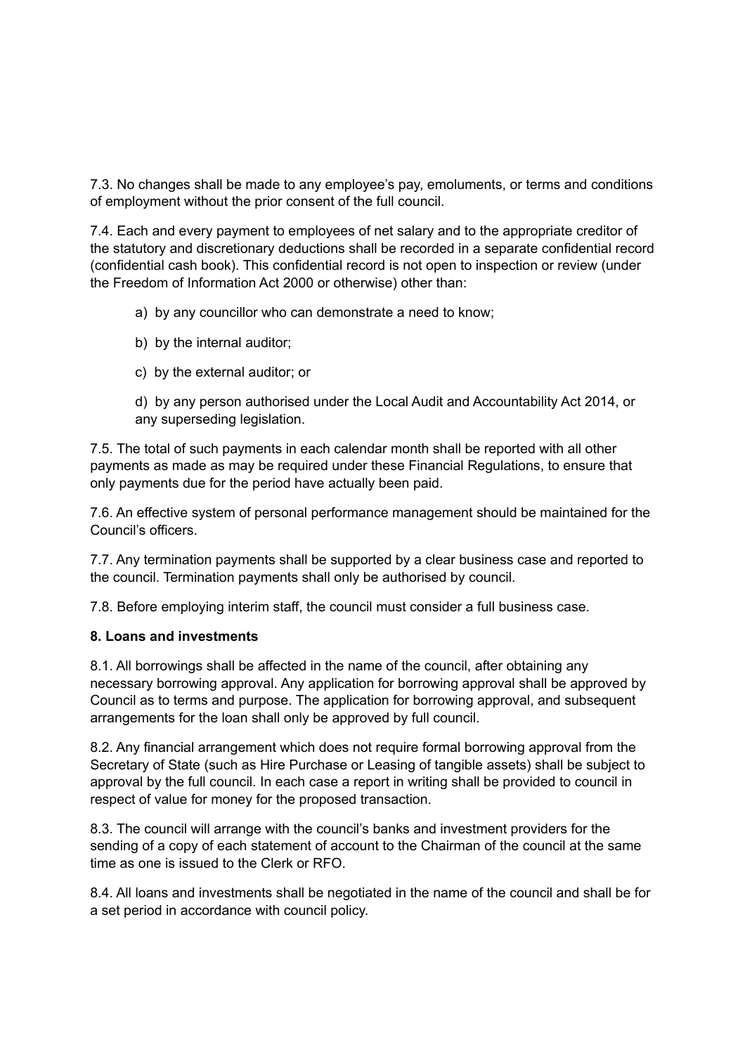7.3. No changes shall be made to any employee's pay, emoluments, or terms and conditions of employment without the prior consent of the full council.

7.4. Each and every payment to employees of net salary and to the appropriate creditor of the statutory and discretionary deductions shall be recorded in a separate confidential record (confidential cash book). This confidential record is not open to inspection or review (under the Freedom of Information Act 2000 or otherwise) other than:

a) by any councillor who can demonstrate a need to know;

b) by the internal auditor;

c) by the external auditor; or

d) by any person authorised under the Local Audit and Accountability Act 2014, or any superseding legislation.

7.5. The total of such payments in each calendar month shall be reported with all other payments as made as may be required under these Financial Regulations, to ensure that only payments due for the period have actually been paid.

7.6. An effective system of personal performance management should be maintained for the Council's officers.

7.7. Any termination payments shall be supported by a clear business case and reported to the council. Termination payments shall only be authorised by council.

7.8. Before employing interim staff, the council must consider a full business case.

**8. Loans and investments**

8.1. All borrowings shall be affected in the name of the council, after obtaining any necessary borrowing approval. Any application for borrowing approval shall be approved by Council as to terms and purpose. The application for borrowing approval, and subsequent arrangements for the loan shall only be approved by full council.

8.2. Any financial arrangement which does not require formal borrowing approval from the Secretary of State (such as Hire Purchase or Leasing of tangible assets) shall be subject to approval by the full council. In each case a report in writing shall be provided to council in respect of value for money for the proposed transaction.

8.3. The council will arrange with the council's banks and investment providers for the sending of a copy of each statement of account to the Chairman of the council at the same time as one is issued to the Clerk or RFO.

8.4. All loans and investments shall be negotiated in the name of the council and shall be for a set period in accordance with council policy.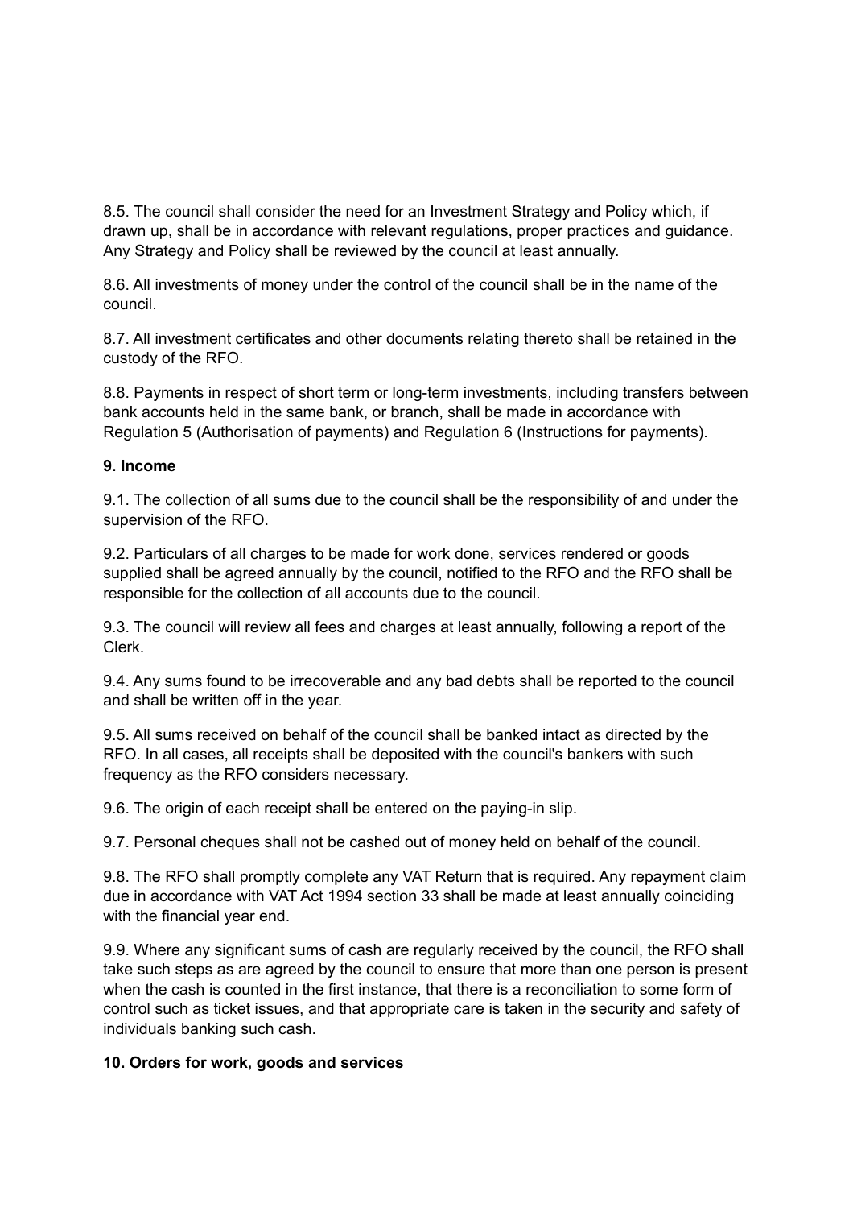8.5. The council shall consider the need for an Investment Strategy and Policy which, if drawn up, shall be in accordance with relevant regulations, proper practices and guidance. Any Strategy and Policy shall be reviewed by the council at least annually.

8.6. All investments of money under the control of the council shall be in the name of the council.

8.7. All investment certificates and other documents relating thereto shall be retained in the custody of the RFO.

8.8. Payments in respect of short term or long-term investments, including transfers between bank accounts held in the same bank, or branch, shall be made in accordance with Regulation 5 (Authorisation of payments) and Regulation 6 (Instructions for payments).

**9. Income**

9.1. The collection of all sums due to the council shall be the responsibility of and under the supervision of the RFO.

9.2. Particulars of all charges to be made for work done, services rendered or goods supplied shall be agreed annually by the council, notified to the RFO and the RFO shall be responsible for the collection of all accounts due to the council.

9.3. The council will review all fees and charges at least annually, following a report of the Clerk.

9.4. Any sums found to be irrecoverable and any bad debts shall be reported to the council and shall be written off in the year.

9.5. All sums received on behalf of the council shall be banked intact as directed by the RFO. In all cases, all receipts shall be deposited with the council's bankers with such frequency as the RFO considers necessary.

9.6. The origin of each receipt shall be entered on the paying-in slip.

9.7. Personal cheques shall not be cashed out of money held on behalf of the council.

9.8. The RFO shall promptly complete any VAT Return that is required. Any repayment claim due in accordance with VAT Act 1994 section 33 shall be made at least annually coinciding with the financial year end.

9.9. Where any significant sums of cash are regularly received by the council, the RFO shall take such steps as are agreed by the council to ensure that more than one person is present when the cash is counted in the first instance, that there is a reconciliation to some form of control such as ticket issues, and that appropriate care is taken in the security and safety of individuals banking such cash.

**10. Orders for work, goods and services**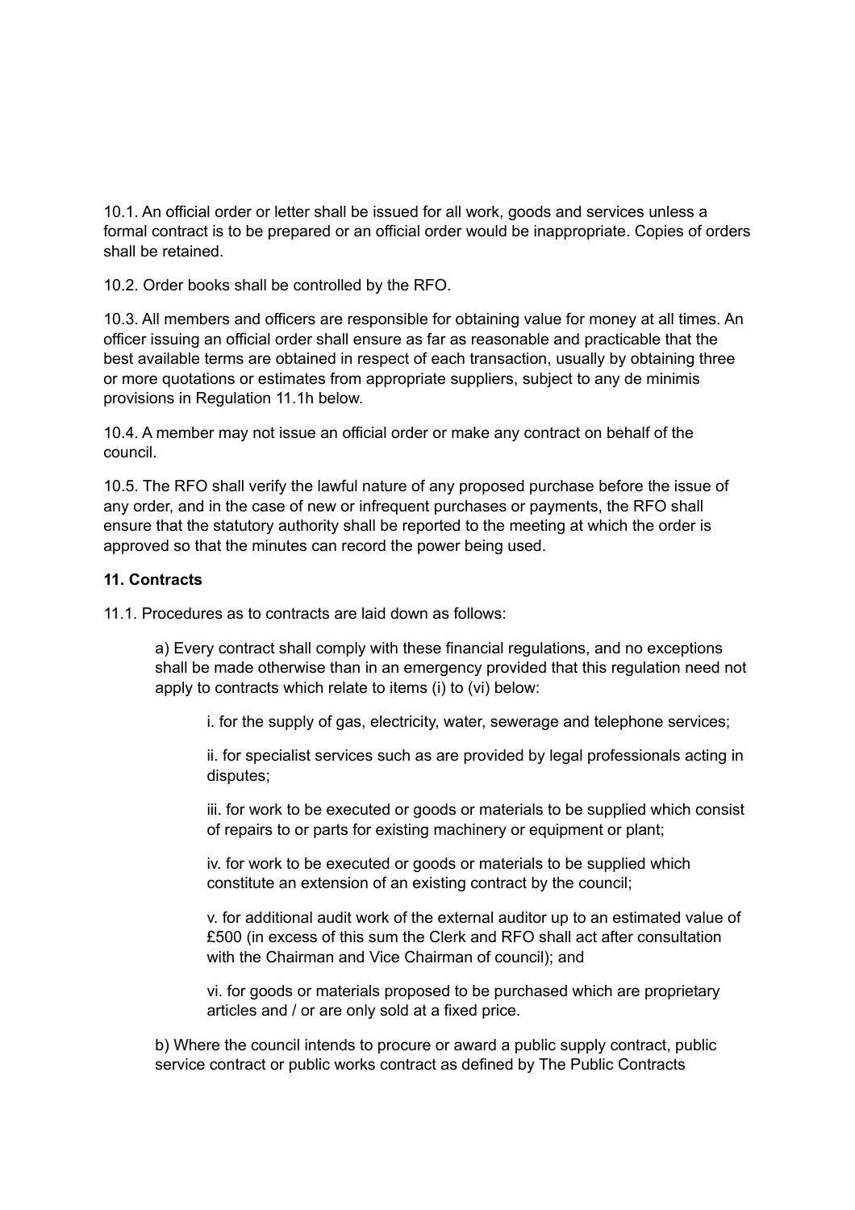10.1. An official order or letter shall be issued for all work, goods and services unless a formal contract is to be prepared or an official order would be inappropriate. Copies of orders shall be retained.

10.2. Order books shall be controlled by the RFO.

10.3. All members and officers are responsible for obtaining value for money at all times. An officer issuing an official order shall ensure as far as reasonable and practicable that the best available terms are obtained in respect of each transaction, usually by obtaining three or more quotations or estimates from appropriate suppliers, subject to any de minimis provisions in Regulation 11.1h below.

10.4. A member may not issue an official order or make any contract on behalf of the council.

10.5. The RFO shall verify the lawful nature of any proposed purchase before the issue of any order, and in the case of new or infrequent purchases or payments, the RFO shall ensure that the statutory authority shall be reported to the meeting at which the order is approved so that the minutes can record the power being used.

**11. Contracts**

11.1. Procedures as to contracts are laid down as follows:

> a) Every contract shall comply with these financial regulations, and no exceptions shall be made otherwise than in an emergency provided that this regulation need not apply to contracts which relate to items (i) to (vi) below:
>
> > i. for the supply of gas, electricity, water, sewerage and telephone services;
> >
> > ii. for specialist services such as are provided by legal professionals acting in disputes;
> >
> > iii. for work to be executed or goods or materials to be supplied which consist of repairs to or parts for existing machinery or equipment or plant;
> >
> > iv. for work to be executed or goods or materials to be supplied which constitute an extension of an existing contract by the council;
> >
> > v. for additional audit work of the external auditor up to an estimated value of £500 (in excess of this sum the Clerk and RFO shall act after consultation with the Chairman and Vice Chairman of council); and
> >
> > vi. for goods or materials proposed to be purchased which are proprietary articles and / or are only sold at a fixed price.
>
> b) Where the council intends to procure or award a public supply contract, public service contract or public works contract as defined by The Public Contracts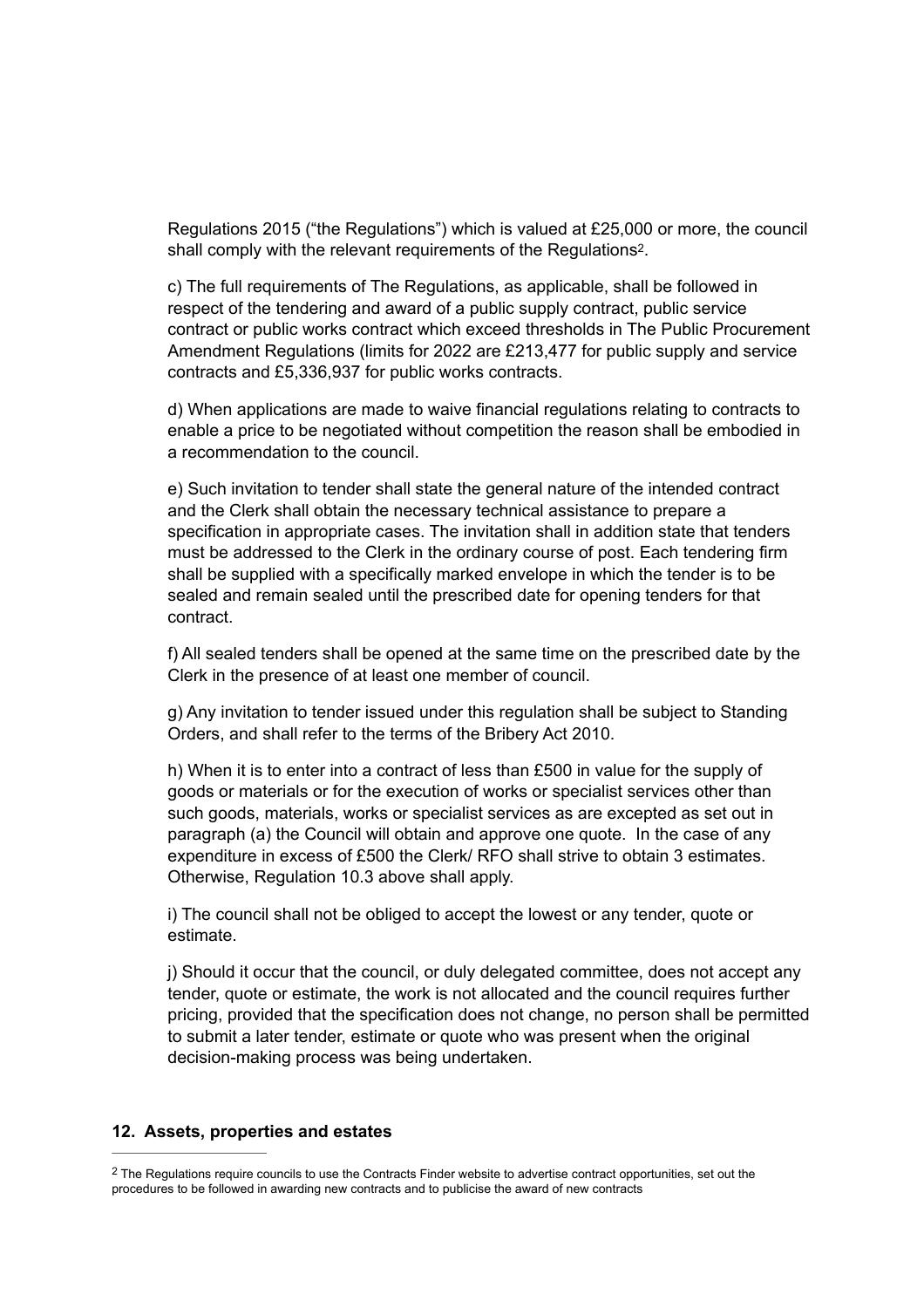Regulations 2015 ("the Regulations") which is valued at £25,000 or more, the council shall comply with the relevant requirements of the Regulations[2].

c) The full requirements of The Regulations, as applicable, shall be followed in respect of the tendering and award of a public supply contract, public service contract or public works contract which exceed thresholds in The Public Procurement Amendment Regulations (limits for 2022 are £213,477 for public supply and service contracts and £5,336,937 for public works contracts.

d) When applications are made to waive financial regulations relating to contracts to enable a price to be negotiated without competition the reason shall be embodied in a recommendation to the council.

e) Such invitation to tender shall state the general nature of the intended contract and the Clerk shall obtain the necessary technical assistance to prepare a specification in appropriate cases. The invitation shall in addition state that tenders must be addressed to the Clerk in the ordinary course of post. Each tendering firm shall be supplied with a specifically marked envelope in which the tender is to be sealed and remain sealed until the prescribed date for opening tenders for that contract.

f) All sealed tenders shall be opened at the same time on the prescribed date by the Clerk in the presence of at least one member of council.

g) Any invitation to tender issued under this regulation shall be subject to Standing Orders, and shall refer to the terms of the Bribery Act 2010.

h) When it is to enter into a contract of less than £500 in value for the supply of goods or materials or for the execution of works or specialist services other than such goods, materials, works or specialist services as are excepted as set out in paragraph (a) the Council will obtain and approve one quote. In the case of any expenditure in excess of £500 the Clerk/ RFO shall strive to obtain 3 estimates. Otherwise, Regulation 10.3 above shall apply.

i) The council shall not be obliged to accept the lowest or any tender, quote or estimate.

j) Should it occur that the council, or duly delegated committee, does not accept any tender, quote or estimate, the work is not allocated and the council requires further pricing, provided that the specification does not change, no person shall be permitted to submit a later tender, estimate or quote who was present when the original decision-making process was being undertaken.

**12. Assets, properties and estates**

---

[2] The Regulations require councils to use the Contracts Finder website to advertise contract opportunities, set out the procedures to be followed in awarding new contracts and to publicise the award of new contracts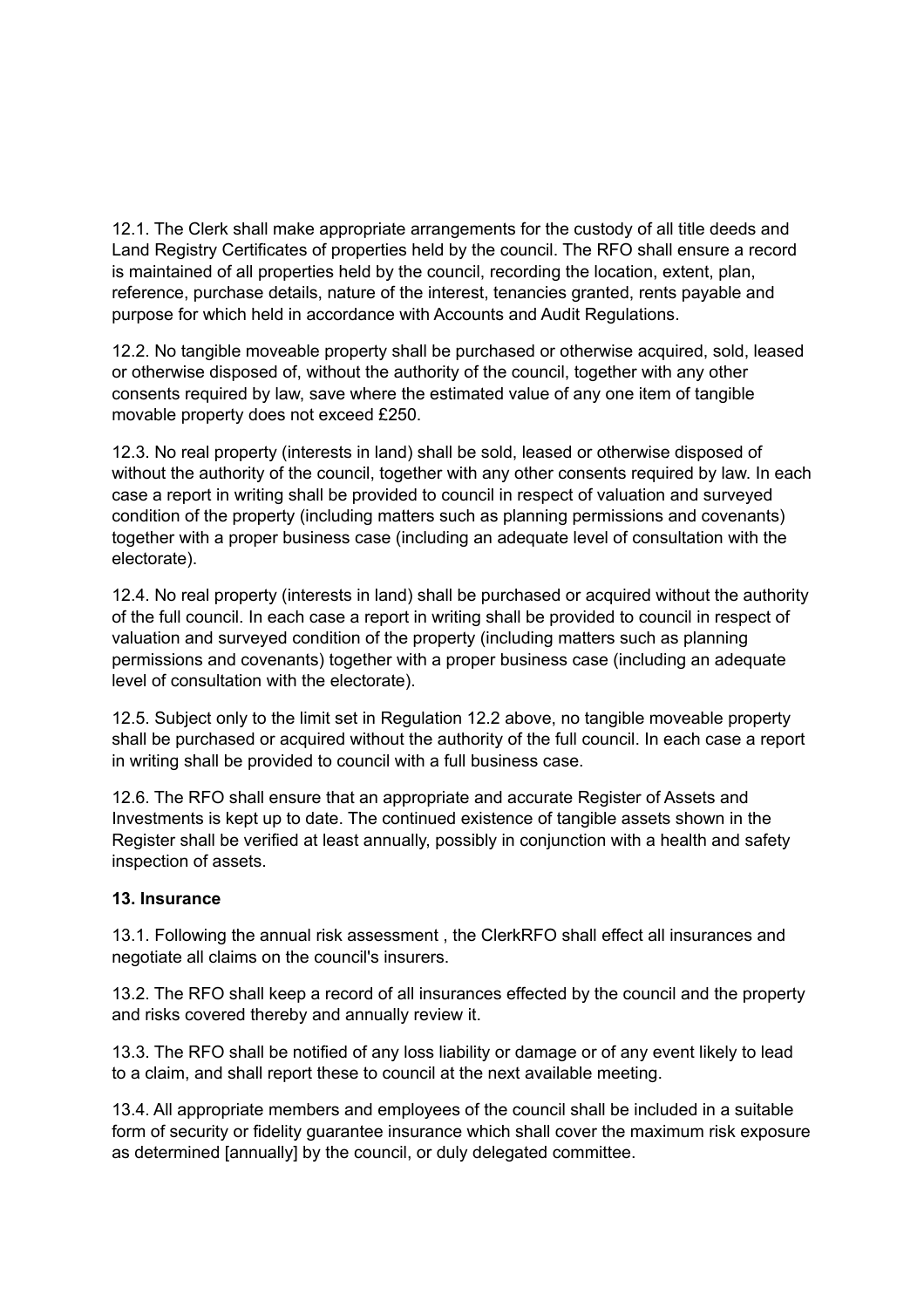12.1. The Clerk shall make appropriate arrangements for the custody of all title deeds and Land Registry Certificates of properties held by the council. The RFO shall ensure a record is maintained of all properties held by the council, recording the location, extent, plan, reference, purchase details, nature of the interest, tenancies granted, rents payable and purpose for which held in accordance with Accounts and Audit Regulations.

12.2. No tangible moveable property shall be purchased or otherwise acquired, sold, leased or otherwise disposed of, without the authority of the council, together with any other consents required by law, save where the estimated value of any one item of tangible movable property does not exceed £250.

12.3. No real property (interests in land) shall be sold, leased or otherwise disposed of without the authority of the council, together with any other consents required by law. In each case a report in writing shall be provided to council in respect of valuation and surveyed condition of the property (including matters such as planning permissions and covenants) together with a proper business case (including an adequate level of consultation with the electorate).

12.4. No real property (interests in land) shall be purchased or acquired without the authority of the full council. In each case a report in writing shall be provided to council in respect of valuation and surveyed condition of the property (including matters such as planning permissions and covenants) together with a proper business case (including an adequate level of consultation with the electorate).

12.5. Subject only to the limit set in Regulation 12.2 above, no tangible moveable property shall be purchased or acquired without the authority of the full council. In each case a report in writing shall be provided to council with a full business case.

12.6. The RFO shall ensure that an appropriate and accurate Register of Assets and Investments is kept up to date. The continued existence of tangible assets shown in the Register shall be verified at least annually, possibly in conjunction with a health and safety inspection of assets.

**13. Insurance**

13.1. Following the annual risk assessment , the ClerkRFO shall effect all insurances and negotiate all claims on the council's insurers.

13.2. The RFO shall keep a record of all insurances effected by the council and the property and risks covered thereby and annually review it.

13.3. The RFO shall be notified of any loss liability or damage or of any event likely to lead to a claim, and shall report these to council at the next available meeting.

13.4. All appropriate members and employees of the council shall be included in a suitable form of security or fidelity guarantee insurance which shall cover the maximum risk exposure as determined [annually] by the council, or duly delegated committee.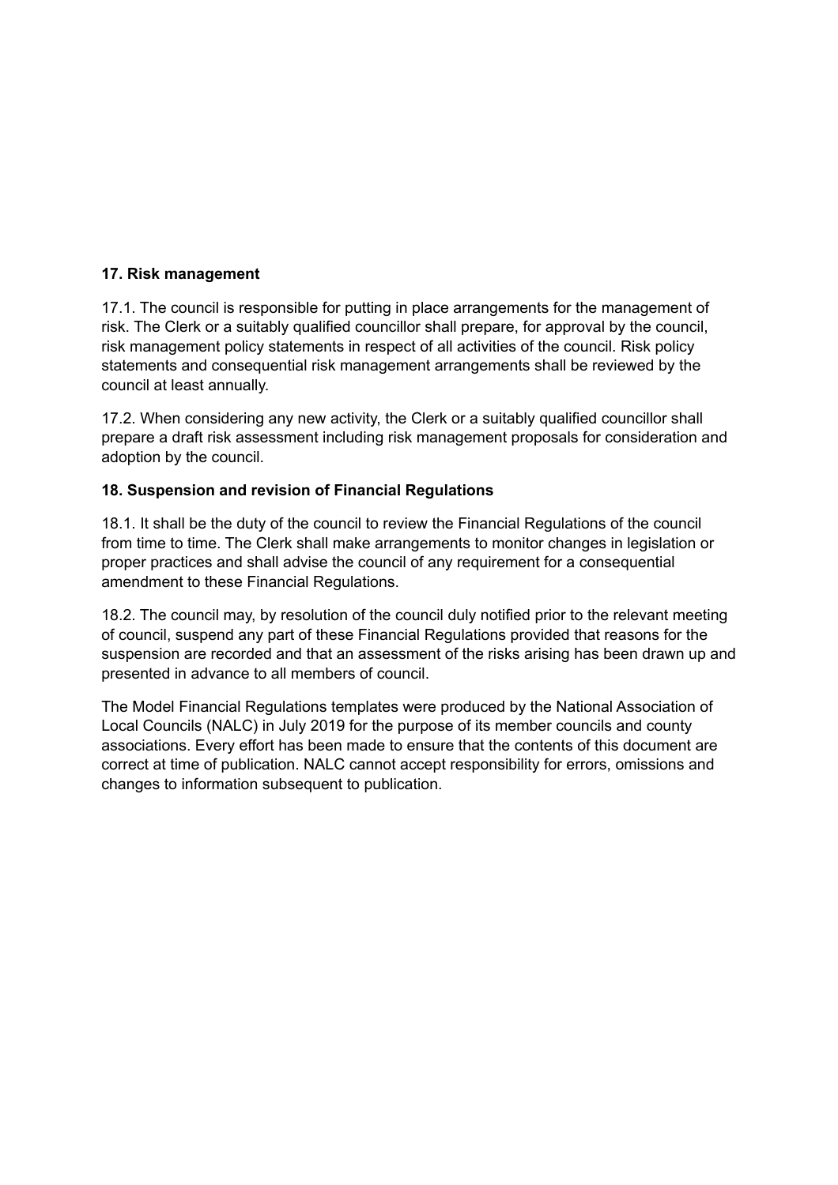**17. Risk management**

17.1. The council is responsible for putting in place arrangements for the management of risk. The Clerk or a suitably qualified councillor shall prepare, for approval by the council, risk management policy statements in respect of all activities of the council. Risk policy statements and consequential risk management arrangements shall be reviewed by the council at least annually.

17.2. When considering any new activity, the Clerk or a suitably qualified councillor shall prepare a draft risk assessment including risk management proposals for consideration and adoption by the council.

**18. Suspension and revision of Financial Regulations**

18.1. It shall be the duty of the council to review the Financial Regulations of the council from time to time. The Clerk shall make arrangements to monitor changes in legislation or proper practices and shall advise the council of any requirement for a consequential amendment to these Financial Regulations.

18.2. The council may, by resolution of the council duly notified prior to the relevant meeting of council, suspend any part of these Financial Regulations provided that reasons for the suspension are recorded and that an assessment of the risks arising has been drawn up and presented in advance to all members of council.

The Model Financial Regulations templates were produced by the National Association of Local Councils (NALC) in July 2019 for the purpose of its member councils and county associations. Every effort has been made to ensure that the contents of this document are correct at time of publication. NALC cannot accept responsibility for errors, omissions and changes to information subsequent to publication.